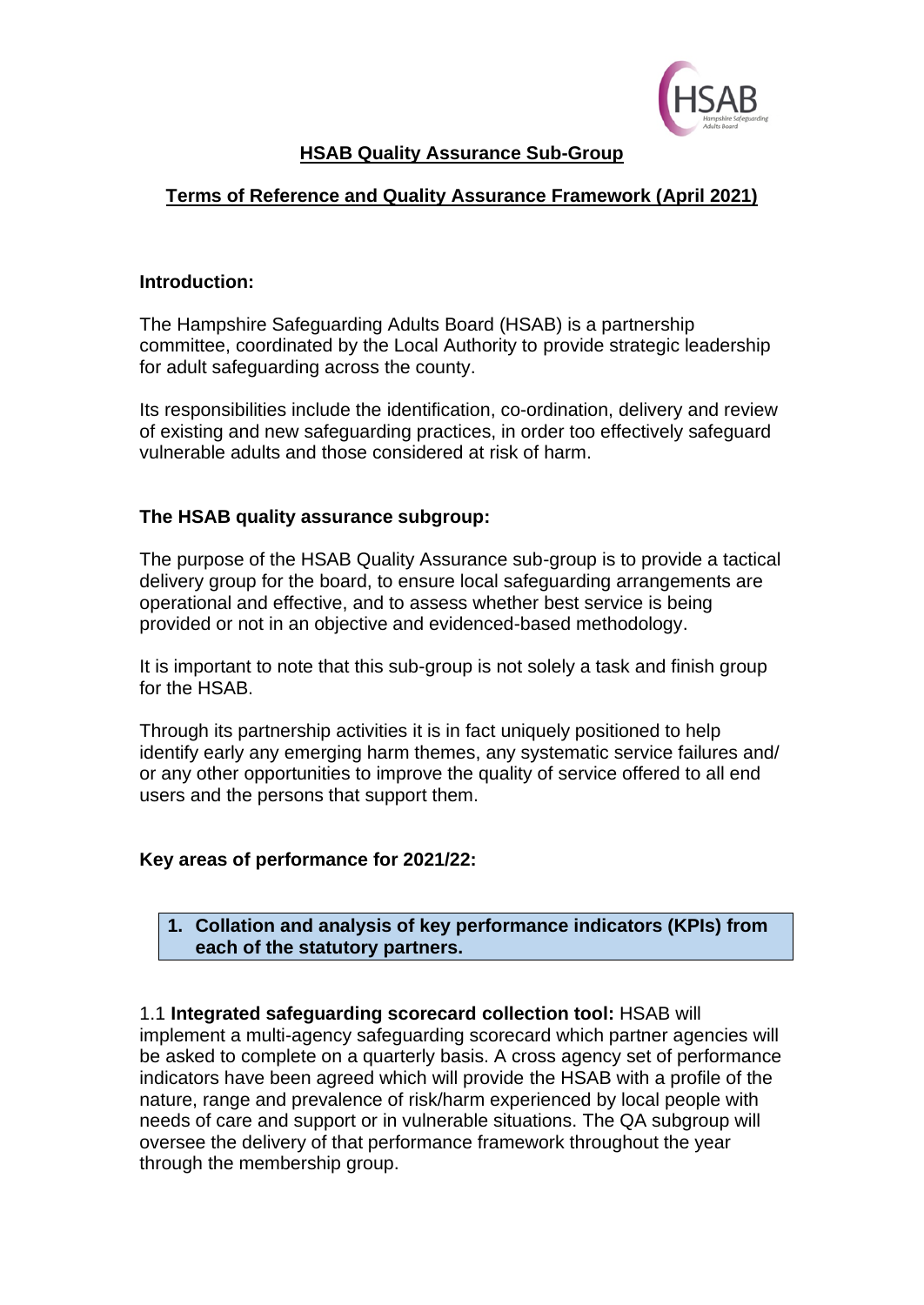## HSAB Quality Assurance Sub-Group

## Terms of Reference and Quality Assurance Framework (April 2021)

### Introduction:

The Hampshire Safeguarding Adults Board (HSAB) is a partnership committee, coordinated by the Local Authority to provide strategic leadership for adult safeguarding across the county.

Its responsibilities include the identification, co-ordination, delivery and review of existing and new safeguarding practices, in order too effectively safeguard vulnerable adults and those considered at risk of harm.

### The HSAB quality assurance subgroup:

The purpose of the HSAB Quality Assurance sub-group is to provide a tactical delivery group for the board, to ensure local safeguarding arrangements are operational and effective, and to assess whether best service is being provided or not in an objective and evidenced-based methodology.

It is important to note that this sub-group is not solely a task and finish group for the HSAB.

Through its partnership activities it is in fact uniquely positioned to help identify early any emerging harm themes, any systematic service failures and/ or any other opportunities to improve the quality of service offered to all end users and the persons that support them.

### Key areas of performance for 2021/22:

**1. Collation and analysis of key performance indicators (KPIs) from each of the statutory partners.**

1.1 **Integrated safeguarding scorecard collection tool:** HSAB will implement a multi-agency safeguarding scorecard which partner agencies will be asked to complete on a quarterly basis. A cross agency set of performance indicators have been agreed which will provide the HSAB with a profile of the nature, range and prevalence of risk/harm experienced by local people with needs of care and support or in vulnerable situations. The QA subgroup will oversee the delivery of that performance framework throughout the year through the membership group.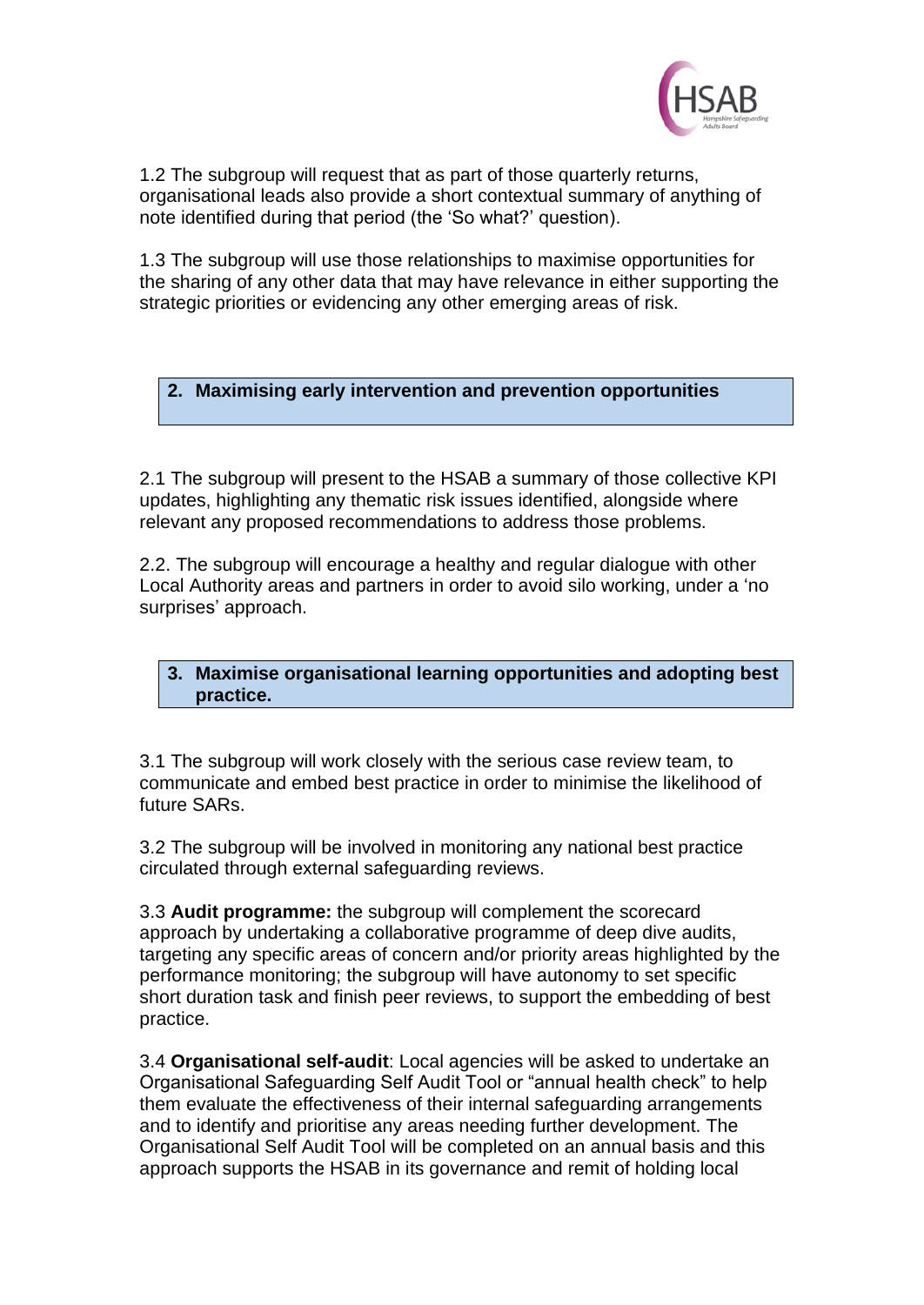1.2 The subgroup will request that as part of those quarterly returns, organisational leads also provide a short contextual summary of anything of note identified during that period (the 'So what?' question).

1.3 The subgroup will use those relationships to maximise opportunities for the sharing of any other data that may have relevance in either supporting the strategic priorities or evidencing any other emerging areas of risk.

## 2. Maximising early intervention and prevention opportunities

2.1 The subgroup will present to the HSAB a summary of those collective KPI updates, highlighting any thematic risk issues identified, alongside where relevant any proposed recommendations to address those problems.

2.2. The subgroup will encourage a healthy and regular dialogue with other Local Authority areas and partners in order to avoid silo working, under a 'no surprises' approach.

## 3. Maximise organisational learning opportunities and adopting best practice.

3.1 The subgroup will work closely with the serious case review team, to communicate and embed best practice in order to minimise the likelihood of future SARs.

3.2 The subgroup will be involved in monitoring any national best practice circulated through external safeguarding reviews.

3.3 **Audit programme:** the subgroup will complement the scorecard approach by undertaking a collaborative programme of deep dive audits, targeting any specific areas of concern and/or priority areas highlighted by the performance monitoring; the subgroup will have autonomy to set specific short duration task and finish peer reviews, to support the embedding of best practice.

3.4 **Organisational self-audit**: Local agencies will be asked to undertake an Organisational Safeguarding Self Audit Tool or "annual health check" to help them evaluate the effectiveness of their internal safeguarding arrangements and to identify and prioritise any areas needing further development. The Organisational Self Audit Tool will be completed on an annual basis and this approach supports the HSAB in its governance and remit of holding local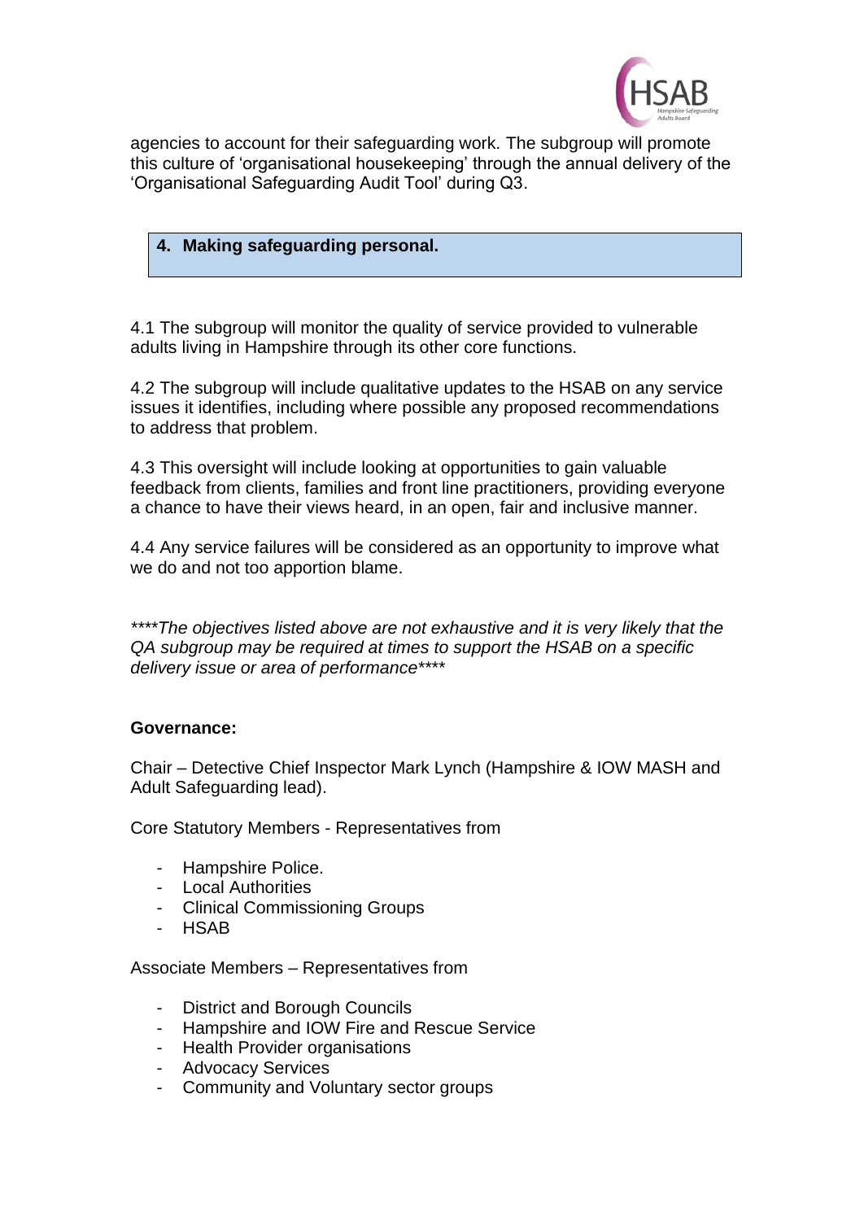agencies to account for their safeguarding work. The subgroup will promote this culture of 'organisational housekeeping' through the annual delivery of the 'Organisational Safeguarding Audit Tool' during Q3.

## 4. Making safeguarding personal.

4.1 The subgroup will monitor the quality of service provided to vulnerable adults living in Hampshire through its other core functions.

4.2 The subgroup will include qualitative updates to the HSAB on any service issues it identifies, including where possible any proposed recommendations to address that problem.

4.3 This oversight will include looking at opportunities to gain valuable feedback from clients, families and front line practitioners, providing everyone a chance to have their views heard, in an open, fair and inclusive manner.

4.4 Any service failures will be considered as an opportunity to improve what we do and not too apportion blame.

*\*\*\*\*The objectives listed above are not exhaustive and it is very likely that the QA subgroup may be required at times to support the HSAB on a specific delivery issue or area of performance\*\*\*\**

**Governance:**

Chair – Detective Chief Inspector Mark Lynch (Hampshire & IOW MASH and Adult Safeguarding lead).

Core Statutory Members - Representatives from

- Hampshire Police.
- Local Authorities
- Clinical Commissioning Groups
- HSAB

Associate Members – Representatives from

- District and Borough Councils
- Hampshire and IOW Fire and Rescue Service
- Health Provider organisations
- Advocacy Services
- Community and Voluntary sector groups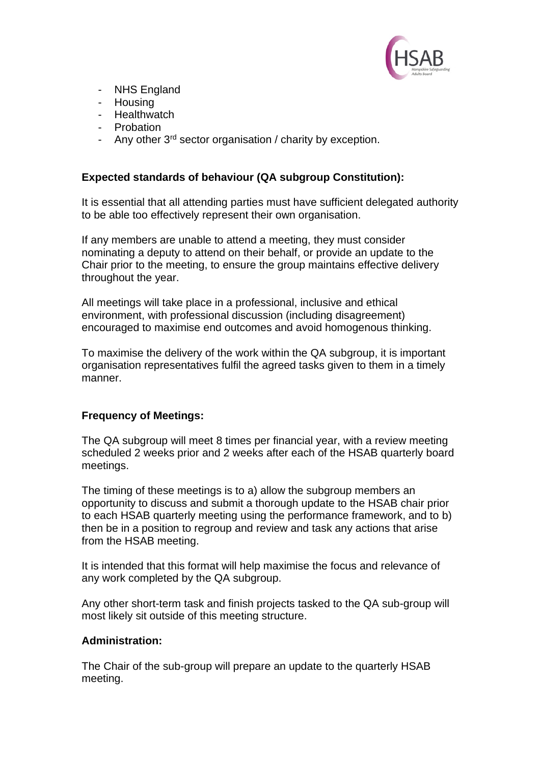- NHS England
- Housing
- Healthwatch
- Probation
- Any other 3rd sector organisation / charity by exception.

**Expected standards of behaviour (QA subgroup Constitution):**

It is essential that all attending parties must have sufficient delegated authority to be able too effectively represent their own organisation.

If any members are unable to attend a meeting, they must consider nominating a deputy to attend on their behalf, or provide an update to the Chair prior to the meeting, to ensure the group maintains effective delivery throughout the year.

All meetings will take place in a professional, inclusive and ethical environment, with professional discussion (including disagreement) encouraged to maximise end outcomes and avoid homogenous thinking.

To maximise the delivery of the work within the QA subgroup, it is important organisation representatives fulfil the agreed tasks given to them in a timely manner.

**Frequency of Meetings:**

The QA subgroup will meet 8 times per financial year, with a review meeting scheduled 2 weeks prior and 2 weeks after each of the HSAB quarterly board meetings.

The timing of these meetings is to a) allow the subgroup members an opportunity to discuss and submit a thorough update to the HSAB chair prior to each HSAB quarterly meeting using the performance framework, and to b) then be in a position to regroup and review and task any actions that arise from the HSAB meeting.

It is intended that this format will help maximise the focus and relevance of any work completed by the QA subgroup.

Any other short-term task and finish projects tasked to the QA sub-group will most likely sit outside of this meeting structure.

**Administration:**

The Chair of the sub-group will prepare an update to the quarterly HSAB meeting.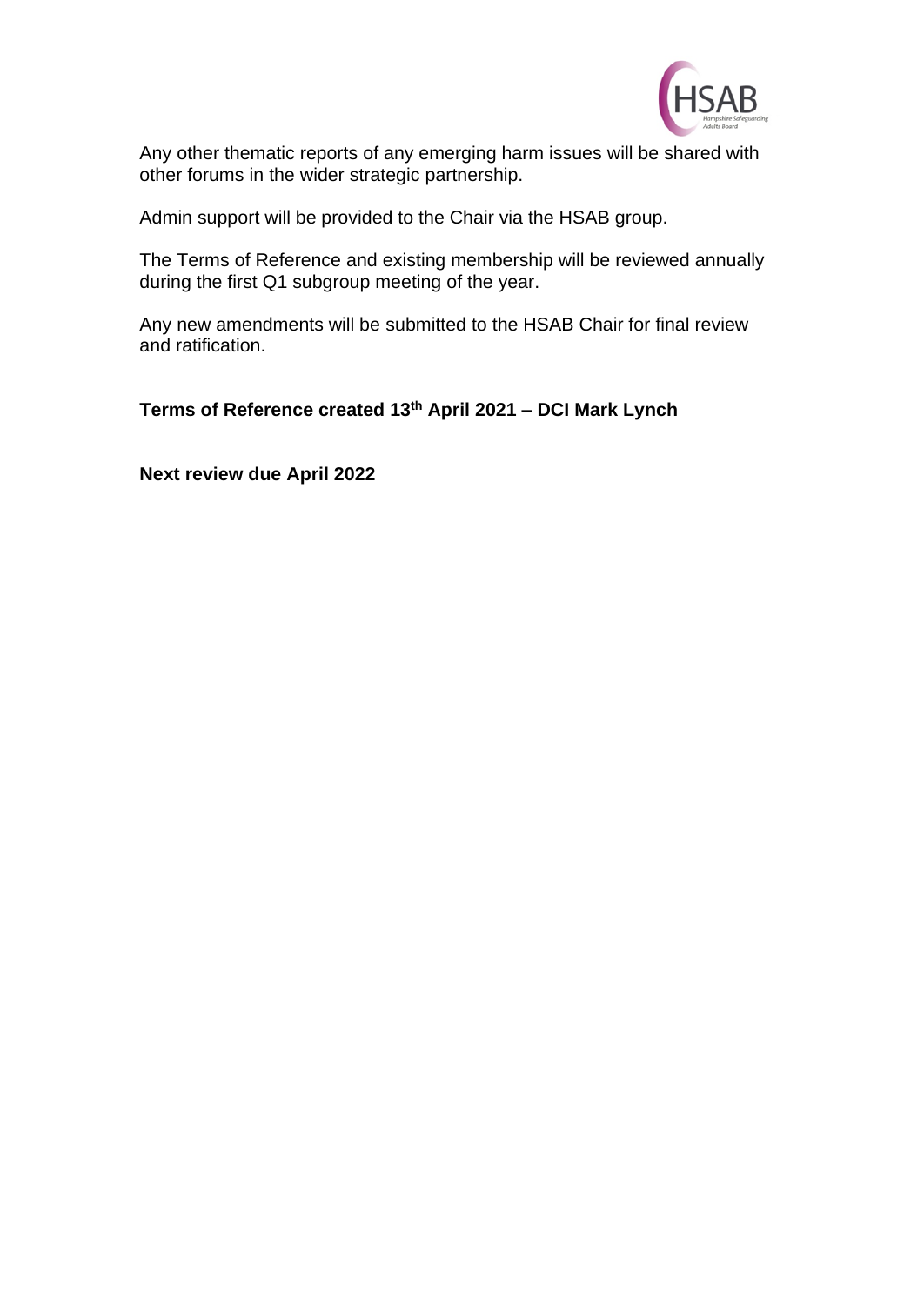Any other thematic reports of any emerging harm issues will be shared with other forums in the wider strategic partnership.

Admin support will be provided to the Chair via the HSAB group.

The Terms of Reference and existing membership will be reviewed annually during the first Q1 subgroup meeting of the year.

Any new amendments will be submitted to the HSAB Chair for final review and ratification.

**Terms of Reference created 13th April 2021 – DCI Mark Lynch**

**Next review due April 2022**